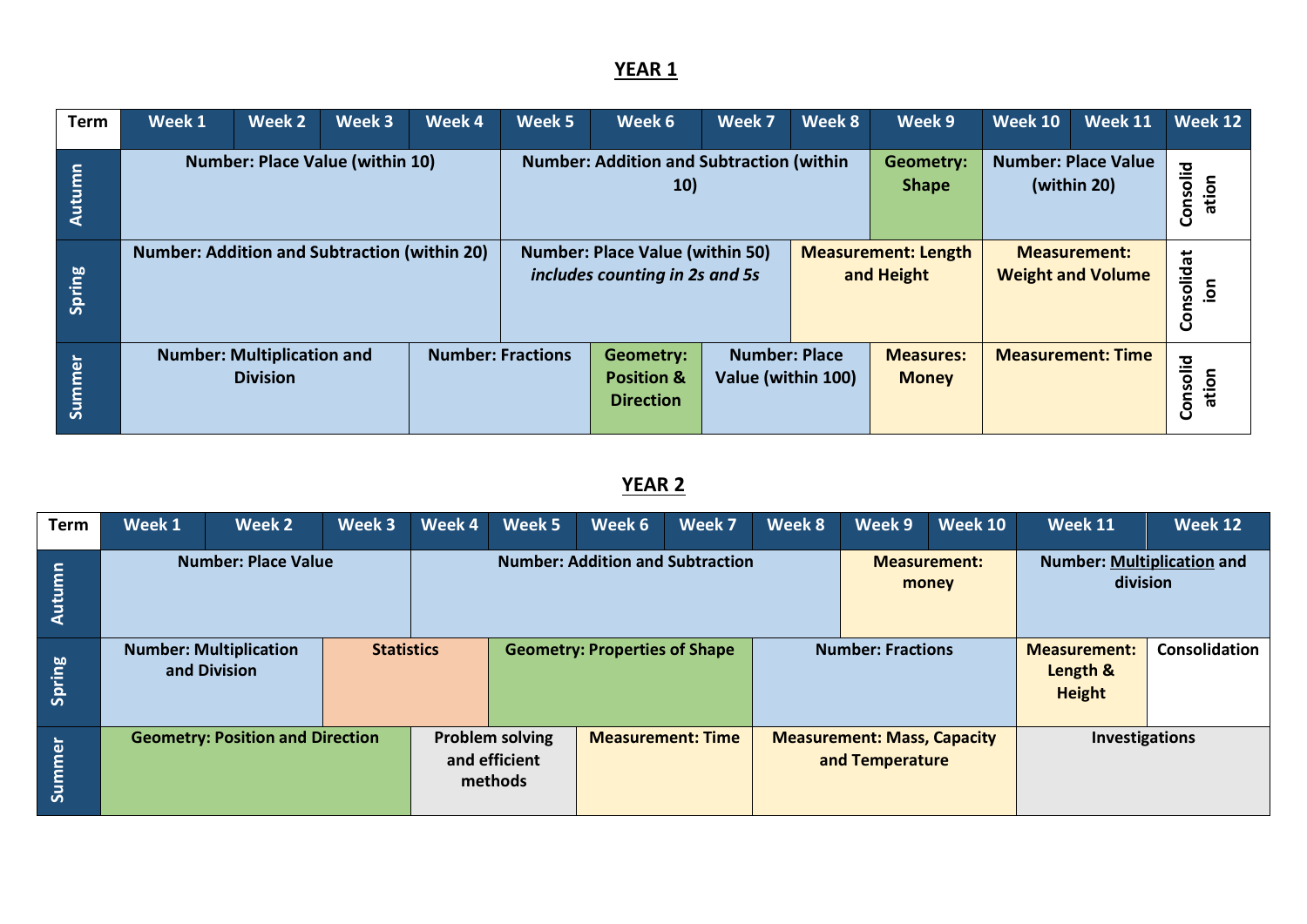# YEAR 1

| Term | Week 1 | Week 2 | Week 3 | Week 4 | Week 5 | Week 6 | Week 7 | Week 8 | Week 9 | Week 10 | Week 11 | Week 12 |
|---|---|---|---|---|---|---|---|---|---|---|---|---|
| **Autumn** | **Number: Place Value (within 10)** | | | | **Number: Addition and Subtraction (within 10)** | | | | **Geometry: Shape** | **Number: Place Value (within 20)** | | **Consolidation** |
| **Spring** | **Number: Addition and Subtraction (within 20)** | | | | **Number: Place Value (within 50)** ***includes counting in 2s and 5s*** | | | **Measurement: Length and Height** | | **Measurement: Weight and Volume** | | **Consolidation** |
| **Summer** | **Number: Multiplication and Division** | | | **Number: Fractions** | | **Geometry: Position & Direction** | **Number: Place Value (within 100)** | | **Measures: Money** | **Measurement: Time** | | **Consolidation** |

# YEAR 2

| Term | Week 1 | Week 2 | Week 3 | Week 4 | Week 5 | Week 6 | Week 7 | Week 8 | Week 9 | Week 10 | Week 11 | Week 12 |
|---|---|---|---|---|---|---|---|---|---|---|---|---|
| **Autumn** | **Number: Place Value** | | | **Number: Addition and Subtraction** | | | | | **Measurement: money** | | **Number: Multiplication and division** | |
| **Spring** | **Number: Multiplication and Division** | | **Statistics** | | **Geometry: Properties of Shape** | | | **Number: Fractions** | | | **Measurement: Length & Height** | **Consolidation** |
| **Summer** | **Geometry: Position and Direction** | | | **Problem solving and efficient methods** | | **Measurement: Time** | | **Measurement: Mass, Capacity and Temperature** | | | **Investigations** | |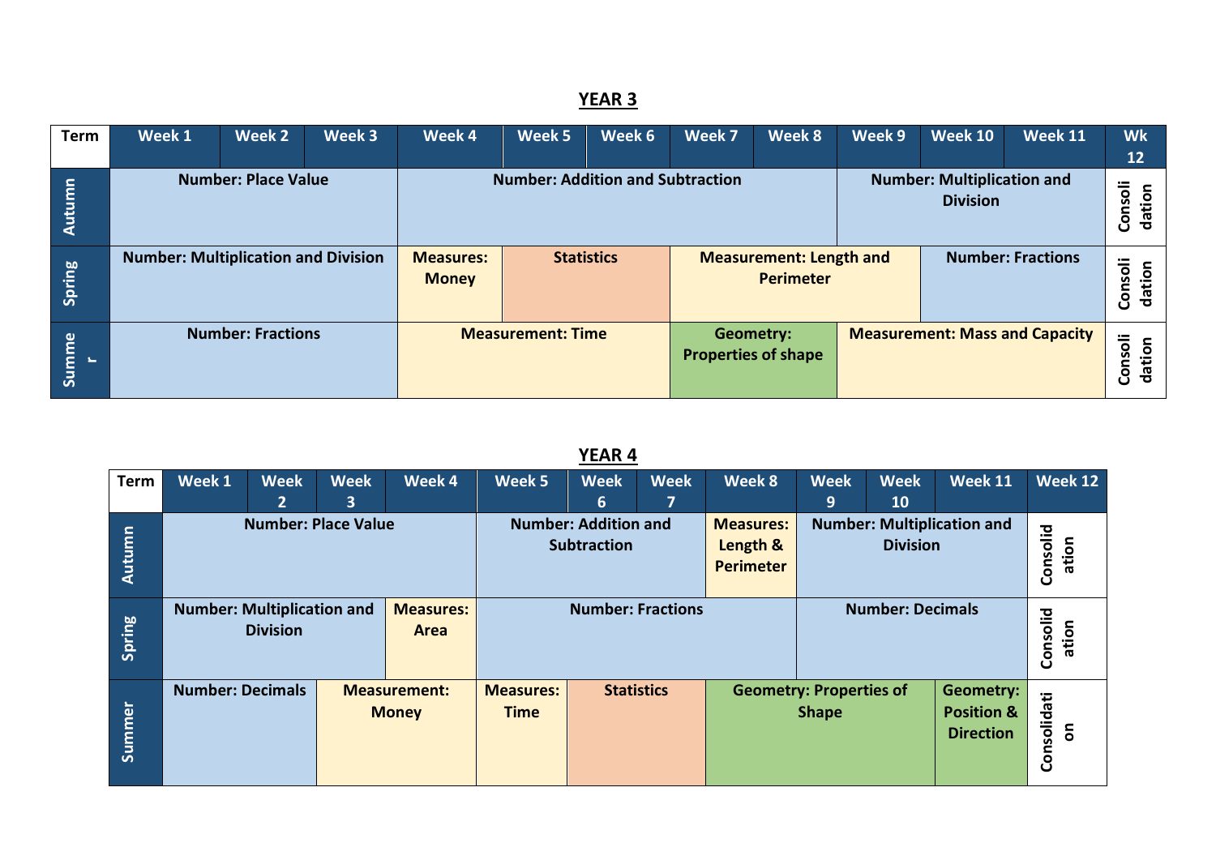## YEAR 3

| Term | Week 1 | Week 2 | Week 3 | Week 4 | Week 5 | Week 6 | Week 7 | Week 8 | Week 9 | Week 10 | Week 11 | Wk 12 |
|---|---|---|---|---|---|---|---|---|---|---|---|---|
| Autumn | Number: Place Value | | | Number: Addition and Subtraction | | | | | Number: Multiplication and Division | | | Consolidation |
| Spring | Number: Multiplication and Division | | | Measures: Money | Statistics | | Measurement: Length and Perimeter | | | Number: Fractions | | Consolidation |
| Summer | Number: Fractions | | | Measurement: Time | | | Geometry: Properties of shape | | Measurement: Mass and Capacity | | | Consolidation |

## YEAR 4

| Term | Week 1 | Week 2 | Week 3 | Week 4 | Week 5 | Week 6 | Week 7 | Week 8 | Week 9 | Week 10 | Week 11 | Week 12 |
|---|---|---|---|---|---|---|---|---|---|---|---|---|
| Autumn | Number: Place Value | | | | Number: Addition and Subtraction | | | Measures: Length & Perimeter | Number: Multiplication and Division | | | Consolidation |
| Spring | Number: Multiplication and Division | | | Measures: Area | Number: Fractions | | | | Number: Decimals | | | Consolidation |
| Summer | Number: Decimals | | Measurement: Money | | Measures: Time | Statistics | | Geometry: Properties of Shape | | | Geometry: Position & Direction | Consolidation |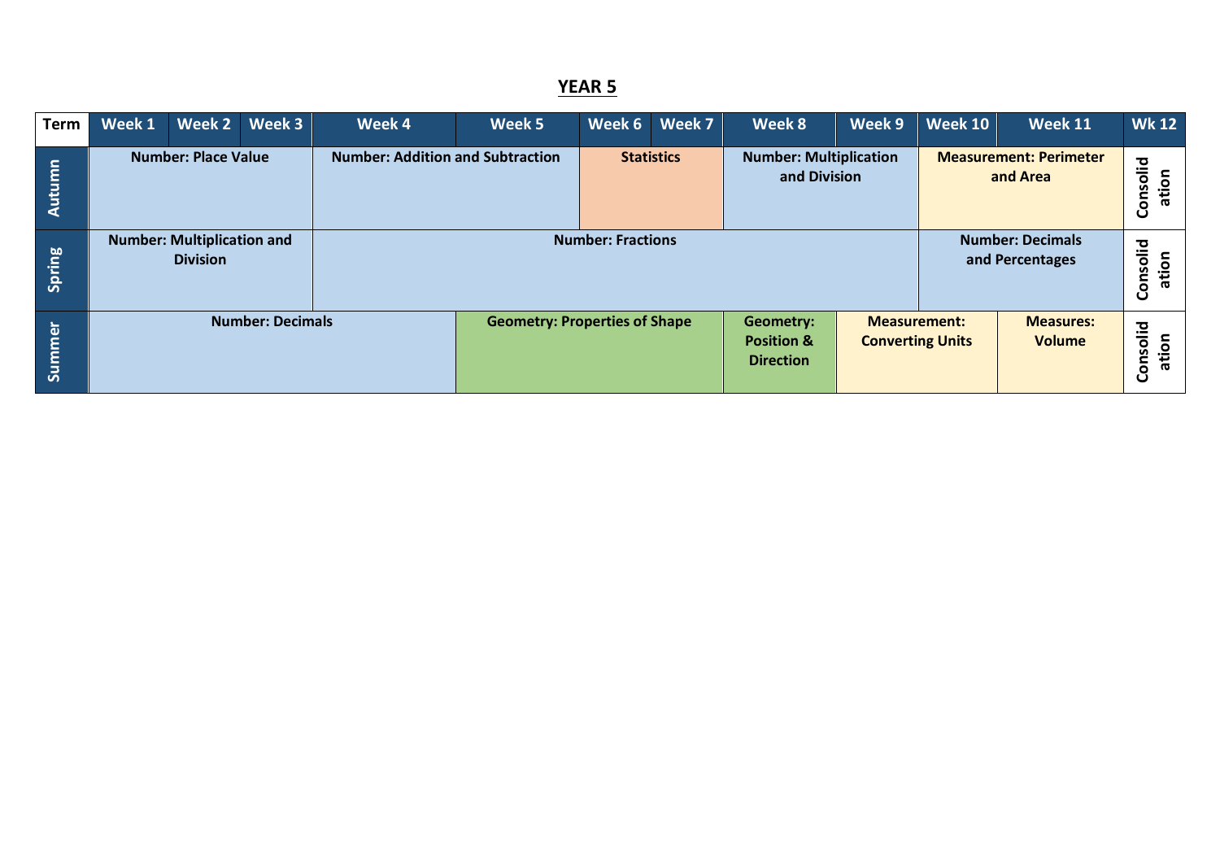# YEAR 5

| Term | Week 1 | Week 2 | Week 3 | Week 4 | Week 5 | Week 6 | Week 7 | Week 8 | Week 9 | Week 10 | Week 11 | Wk 12 |
|---|---|---|---|---|---|---|---|---|---|---|---|---|
| Autumn | Number: Place Value | | | Number: Addition and Subtraction | | Statistics | | Number: Multiplication and Division | | Measurement: Perimeter and Area | | Consolidation |
| Spring | Number: Multiplication and Division | | | Number: Fractions | | | | | | Number: Decimals and Percentages | | Consolidation |
| Summer | Number: Decimals | | | | Geometry: Properties of Shape | | | Geometry: Position & Direction | Measurement: Converting Units | | Measures: Volume | Consolidation |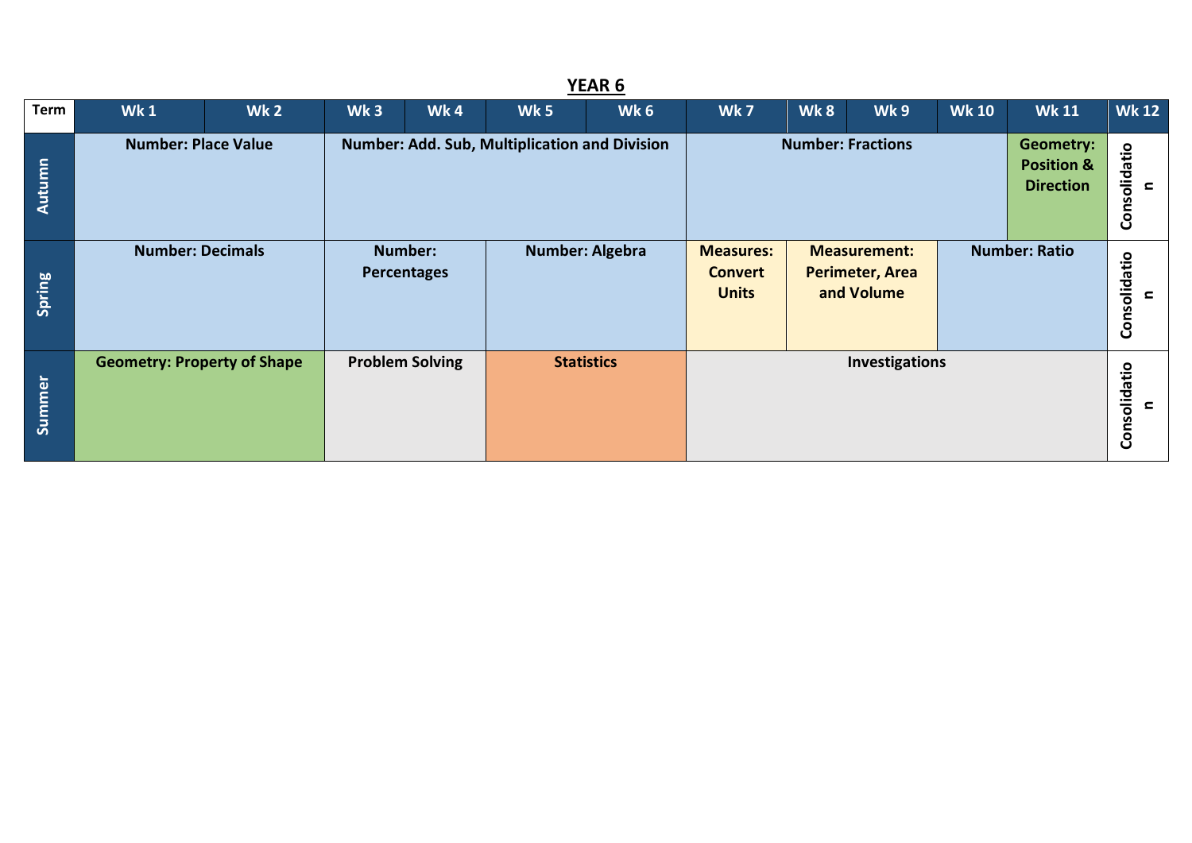## YEAR 6

| Term | Wk 1 | Wk 2 | Wk 3 | Wk 4 | Wk 5 | Wk 6 | Wk 7 | Wk 8 | Wk 9 | Wk 10 | Wk 11 | Wk 12 |
|---|---|---|---|---|---|---|---|---|---|---|---|---|
| Autumn | Number: Place Value | | Number: Add. Sub, Multiplication and Division | | | | Number: Fractions | | | | Geometry: Position & Direction | Consolidation |
| Spring | Number: Decimals | | Number: Percentages | | Number: Algebra | | Measures: Convert Units | Measurement: Perimeter, Area and Volume | | Number: Ratio | | Consolidation |
| Summer | Geometry: Property of Shape | | Problem Solving | | Statistics | | Investigations | | | | | Consolidation |